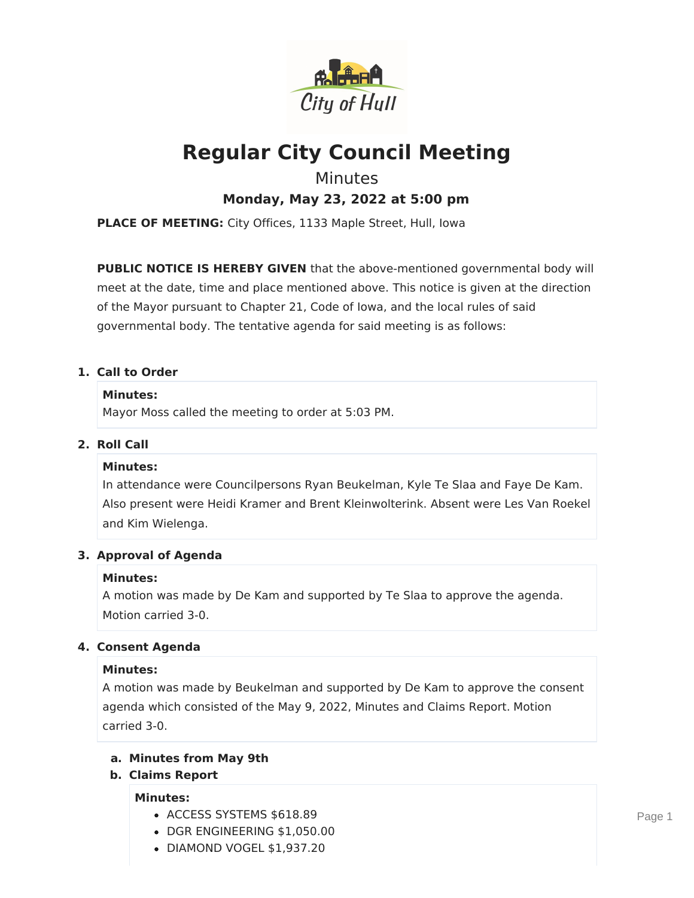# Regular City Council Meeting

## Minutes

### Monday, May 23, 2022 at 5:00 pm

**PLACE OF MEETING:** City Offices, 1133 Maple Street, Hull, Iowa

**PUBLIC NOTICE IS HEREBY GIVEN** that the above-mentioned governmental body will meet at the date, time and place mentioned above. This notice is given at the direction of the Mayor pursuant to Chapter 21, Code of Iowa, and the local rules of said governmental body. The tentative agenda for said meeting is as follows:

1. **Call to Order**

   **Minutes:**
   Mayor Moss called the meeting to order at 5:03 PM.

2. **Roll Call**

   **Minutes:**
   In attendance were Councilpersons Ryan Beukelman, Kyle Te Slaa and Faye De Kam. Also present were Heidi Kramer and Brent Kleinwolterink. Absent were Les Van Roekel and Kim Wielenga.

3. **Approval of Agenda**

   **Minutes:**
   A motion was made by De Kam and supported by Te Slaa to approve the agenda. Motion carried 3-0.

4. **Consent Agenda**

   **Minutes:**
   A motion was made by Beukelman and supported by De Kam to approve the consent agenda which consisted of the May 9, 2022, Minutes and Claims Report. Motion carried 3-0.

   a. **Minutes from May 9th**

   b. **Claims Report**

      **Minutes:**
      - ACCESS SYSTEMS $618.89
      - DGR ENGINEERING $1,050.00
      - DIAMOND VOGEL $1,937.20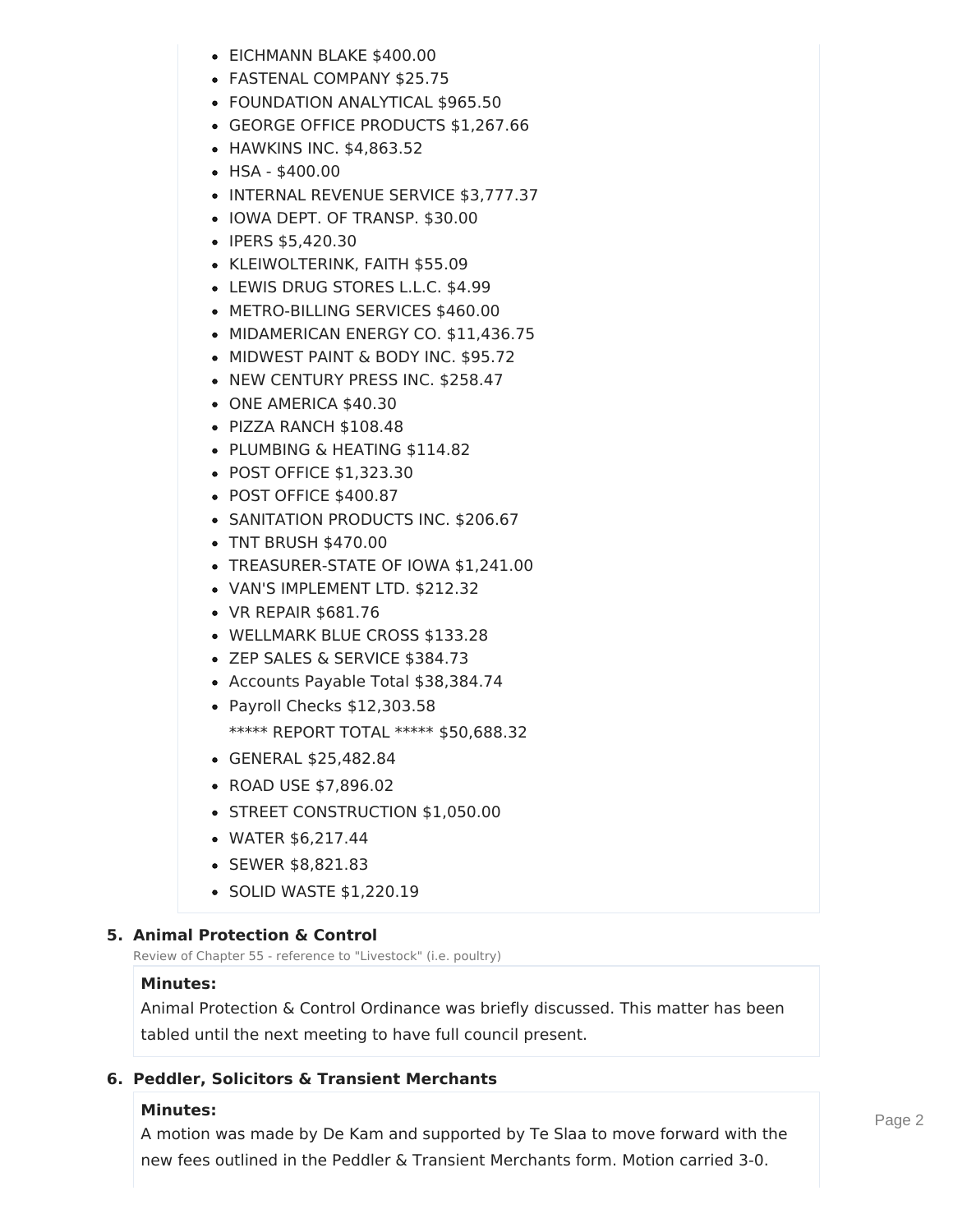- EICHMANN BLAKE $400.00
- FASTENAL COMPANY $25.75
- FOUNDATION ANALYTICAL $965.50
- GEORGE OFFICE PRODUCTS $1,267.66
- HAWKINS INC. $4,863.52
- HSA - $400.00
- INTERNAL REVENUE SERVICE $3,777.37
- IOWA DEPT. OF TRANSP. $30.00
- IPERS $5,420.30
- KLEIWOLTERINK, FAITH $55.09
- LEWIS DRUG STORES L.L.C. $4.99
- METRO-BILLING SERVICES $460.00
- MIDAMERICAN ENERGY CO. $11,436.75
- MIDWEST PAINT & BODY INC. $95.72
- NEW CENTURY PRESS INC. $258.47
- ONE AMERICA $40.30
- PIZZA RANCH $108.48
- PLUMBING & HEATING $114.82
- POST OFFICE $1,323.30
- POST OFFICE $400.87
- SANITATION PRODUCTS INC. $206.67
- TNT BRUSH $470.00
- TREASURER-STATE OF IOWA $1,241.00
- VAN'S IMPLEMENT LTD. $212.32
- VR REPAIR $681.76
- WELLMARK BLUE CROSS $133.28
- ZEP SALES & SERVICE $384.73
- Accounts Payable Total $38,384.74
- Payroll Checks $12,303.58
  ***** REPORT TOTAL ***** $50,688.32
- GENERAL $25,482.84
- ROAD USE $7,896.02
- STREET CONSTRUCTION $1,050.00
- WATER $6,217.44
- SEWER $8,821.83
- SOLID WASTE $1,220.19

**5. Animal Protection & Control**

Review of Chapter 55 - reference to "Livestock" (i.e. poultry)

**Minutes:**

Animal Protection & Control Ordinance was briefly discussed. This matter has been tabled until the next meeting to have full council present.

**6. Peddler, Solicitors & Transient Merchants**

**Minutes:**

A motion was made by De Kam and supported by Te Slaa to move forward with the new fees outlined in the Peddler & Transient Merchants form. Motion carried 3-0.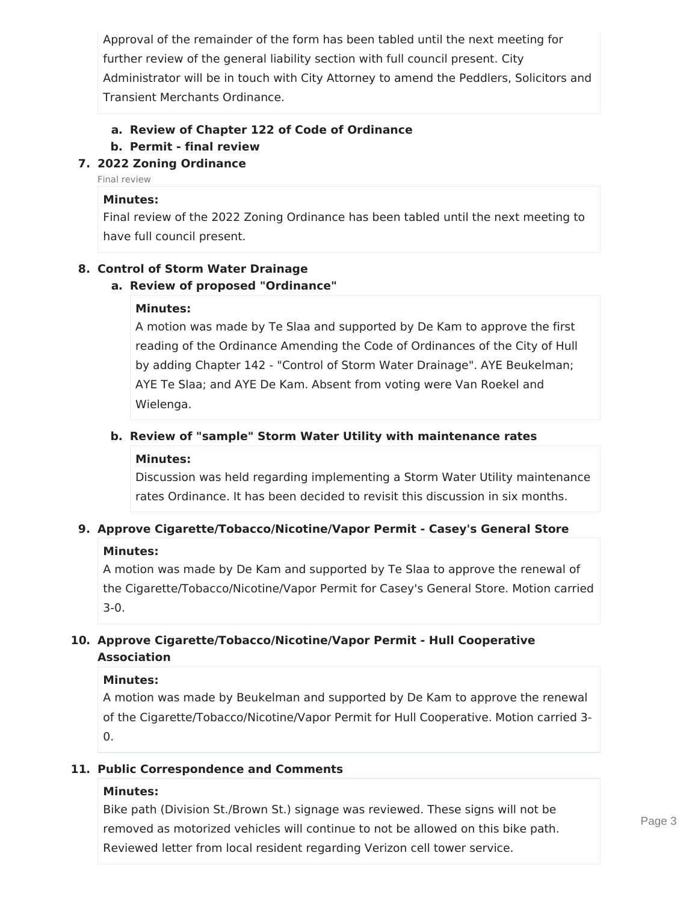Approval of the remainder of the form has been tabled until the next meeting for further review of the general liability section with full council present. City Administrator will be in touch with City Attorney to amend the Peddlers, Solicitors and Transient Merchants Ordinance.

  a. **Review of Chapter 122 of Code of Ordinance**
  b. **Permit - final review**

7. **2022 Zoning Ordinance**

Final review

**Minutes:**
Final review of the 2022 Zoning Ordinance has been tabled until the next meeting to have full council present.

8. **Control of Storm Water Drainage**
  a. **Review of proposed "Ordinance"**

**Minutes:**
A motion was made by Te Slaa and supported by De Kam to approve the first reading of the Ordinance Amending the Code of Ordinances of the City of Hull by adding Chapter 142 - "Control of Storm Water Drainage". AYE Beukelman; AYE Te Slaa; and AYE De Kam. Absent from voting were Van Roekel and Wielenga.

  b. **Review of "sample" Storm Water Utility with maintenance rates**

**Minutes:**
Discussion was held regarding implementing a Storm Water Utility maintenance rates Ordinance. It has been decided to revisit this discussion in six months.

9. **Approve Cigarette/Tobacco/Nicotine/Vapor Permit - Casey's General Store**

**Minutes:**
A motion was made by De Kam and supported by Te Slaa to approve the renewal of the Cigarette/Tobacco/Nicotine/Vapor Permit for Casey's General Store. Motion carried 3-0.

10. **Approve Cigarette/Tobacco/Nicotine/Vapor Permit - Hull Cooperative Association**

**Minutes:**
A motion was made by Beukelman and supported by De Kam to approve the renewal of the Cigarette/Tobacco/Nicotine/Vapor Permit for Hull Cooperative. Motion carried 3-0.

11. **Public Correspondence and Comments**

**Minutes:**
Bike path (Division St./Brown St.) signage was reviewed. These signs will not be removed as motorized vehicles will continue to not be allowed on this bike path. Reviewed letter from local resident regarding Verizon cell tower service.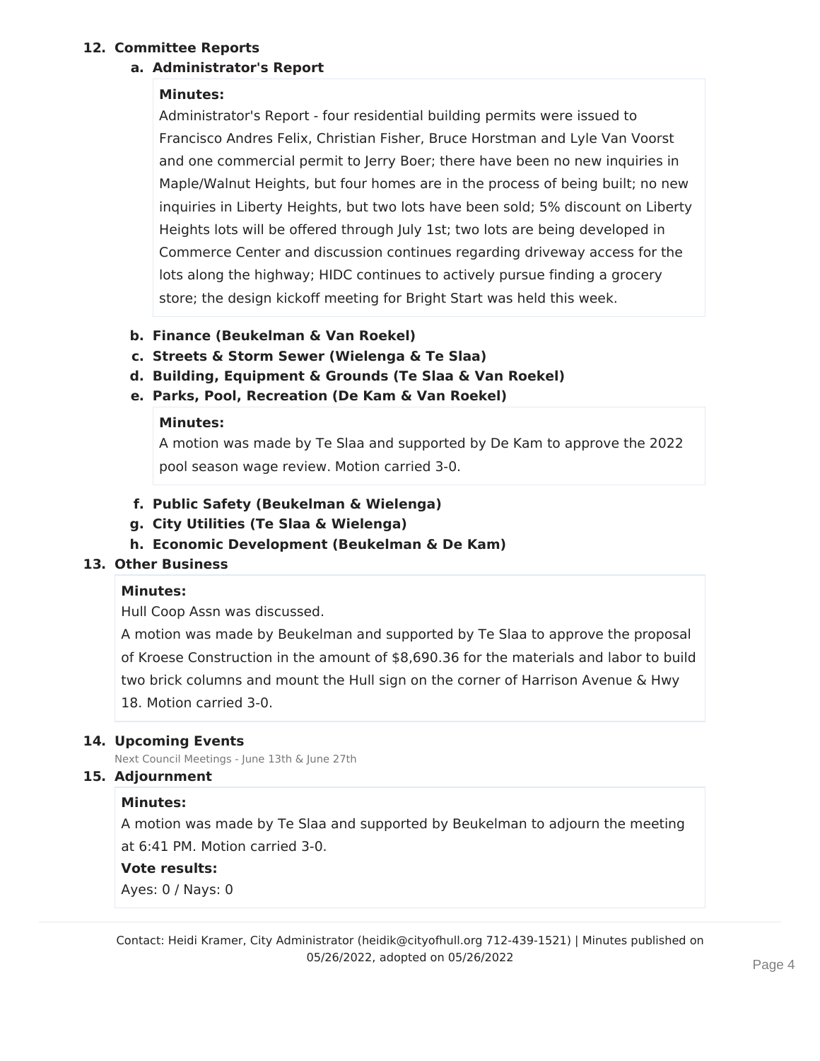12. **Committee Reports**
    a. **Administrator's Report**

    **Minutes:**
    Administrator's Report - four residential building permits were issued to Francisco Andres Felix, Christian Fisher, Bruce Horstman and Lyle Van Voorst and one commercial permit to Jerry Boer; there have been no new inquiries in Maple/Walnut Heights, but four homes are in the process of being built; no new inquiries in Liberty Heights, but two lots have been sold; 5% discount on Liberty Heights lots will be offered through July 1st; two lots are being developed in Commerce Center and discussion continues regarding driveway access for the lots along the highway; HIDC continues to actively pursue finding a grocery store; the design kickoff meeting for Bright Start was held this week.

    b. **Finance (Beukelman & Van Roekel)**
    c. **Streets & Storm Sewer (Wielenga & Te Slaa)**
    d. **Building, Equipment & Grounds (Te Slaa & Van Roekel)**
    e. **Parks, Pool, Recreation (De Kam & Van Roekel)**

    **Minutes:**
    A motion was made by Te Slaa and supported by De Kam to approve the 2022 pool season wage review. Motion carried 3-0.

    f. **Public Safety (Beukelman & Wielenga)**
    g. **City Utilities (Te Slaa & Wielenga)**
    h. **Economic Development (Beukelman & De Kam)**

13. **Other Business**

    **Minutes:**
    Hull Coop Assn was discussed.
    A motion was made by Beukelman and supported by Te Slaa to approve the proposal of Kroese Construction in the amount of $8,690.36 for the materials and labor to build two brick columns and mount the Hull sign on the corner of Harrison Avenue & Hwy 18. Motion carried 3-0.

14. **Upcoming Events**
    Next Council Meetings - June 13th & June 27th

15. **Adjournment**

    **Minutes:**
    A motion was made by Te Slaa and supported by Beukelman to adjourn the meeting at 6:41 PM. Motion carried 3-0.

    **Vote results:**
    Ayes: 0 / Nays: 0

Contact: Heidi Kramer, City Administrator (heidik@cityofhull.org 712-439-1521) | Minutes published on 05/26/2022, adopted on 05/26/2022